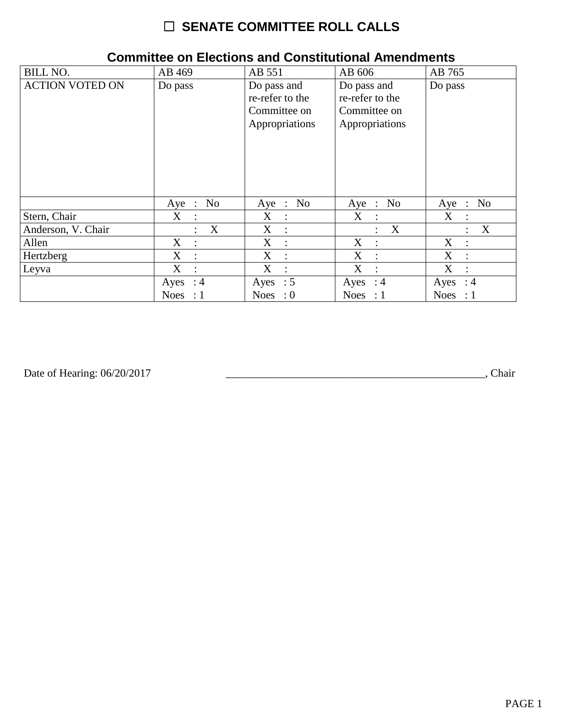# ☐ SENATE COMMITTEE ROLL CALLS

## Committee on Elections and Constitutional Amendments

| BILL NO. | AB 469 | AB 551 | AB 606 | AB 765 |
|---|---|---|---|---|
| ACTION VOTED ON | Do pass | Do pass and re-refer to the Committee on Appropriations | Do pass and re-refer to the Committee on Appropriations | Do pass |
| | Aye : No | Aye : No | Aye : No | Aye : No |
| Stern, Chair | X : | X : | X : | X : |
| Anderson, V. Chair | : X | X : | : X | : X |
| Allen | X : | X : | X : | X : |
| Hertzberg | X : | X : | X : | X : |
| Leyva | X : | X : | X : | X : |
| | Ayes : 4<br>Noes : 1 | Ayes : 5<br>Noes : 0 | Ayes : 4<br>Noes : 1 | Ayes : 4<br>Noes : 1 |

Date of Hearing: 06/20/2017

_______________________________________________, Chair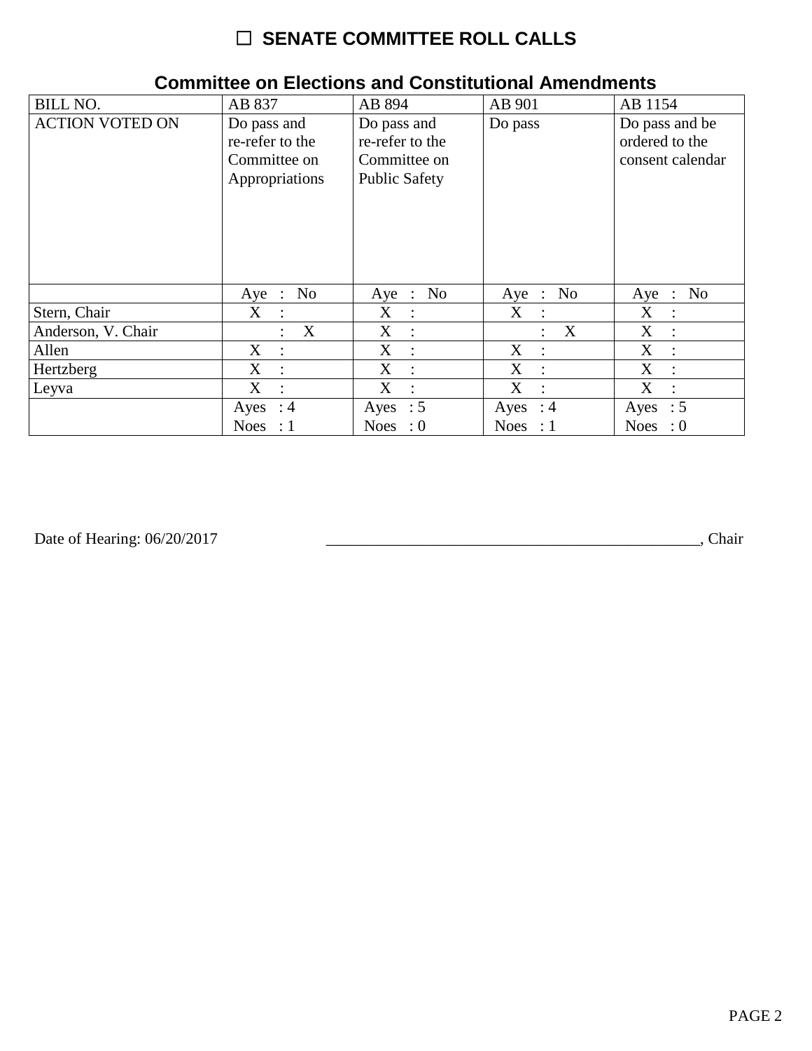# ☐ SENATE COMMITTEE ROLL CALLS

## Committee on Elections and Constitutional Amendments

| BILL NO. | AB 837 | AB 894 | AB 901 | AB 1154 |
|---|---|---|---|---|
| ACTION VOTED ON | Do pass and re-refer to the Committee on Appropriations | Do pass and re-refer to the Committee on Public Safety | Do pass | Do pass and be ordered to the consent calendar |
| | Aye : No | Aye : No | Aye : No | Aye : No |
| Stern, Chair | X : | X : | X : | X : |
| Anderson, V. Chair | : X | X : | : X | X : |
| Allen | X : | X : | X : | X : |
| Hertzberg | X : | X : | X : | X : |
| Leyva | X : | X : | X : | X : |
| | Ayes : 4 Noes : 1 | Ayes : 5 Noes : 0 | Ayes : 4 Noes : 1 | Ayes : 5 Noes : 0 |

Date of Hearing: 06/20/2017 ________________________________________________, Chair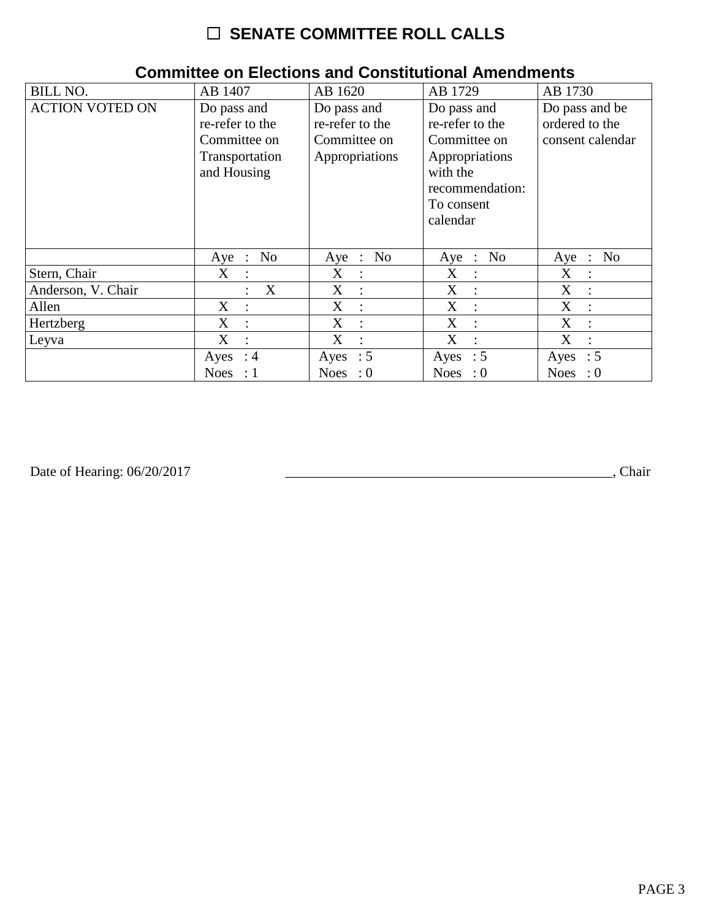# ☐ SENATE COMMITTEE ROLL CALLS

## Committee on Elections and Constitutional Amendments

| BILL NO. | AB 1407 | AB 1620 | AB 1729 | AB 1730 |
|---|---|---|---|---|
| ACTION VOTED ON | Do pass and re-refer to the Committee on Transportation and Housing | Do pass and re-refer to the Committee on Appropriations | Do pass and re-refer to the Committee on Appropriations with the recommendation: To consent calendar | Do pass and be ordered to the consent calendar |
| | Aye : No | Aye : No | Aye : No | Aye : No |
| Stern, Chair | X : | X : | X : | X : |
| Anderson, V. Chair | : X | X : | X : | X : |
| Allen | X : | X : | X : | X : |
| Hertzberg | X : | X : | X : | X : |
| Leyva | X : | X : | X : | X : |
| | Ayes : 4<br>Noes : 1 | Ayes : 5<br>Noes : 0 | Ayes : 5<br>Noes : 0 | Ayes : 5<br>Noes : 0 |

Date of Hearing: 06/20/2017 ________________________________________________, Chair